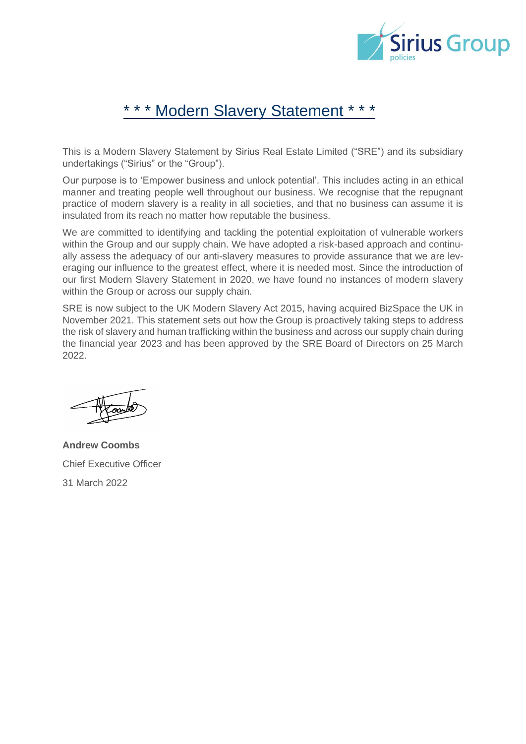# * * * Modern Slavery Statement * * *

This is a Modern Slavery Statement by Sirius Real Estate Limited ("SRE") and its subsidiary undertakings ("Sirius" or the "Group").

Our purpose is to 'Empower business and unlock potential'. This includes acting in an ethical manner and treating people well throughout our business. We recognise that the repugnant practice of modern slavery is a reality in all societies, and that no business can assume it is insulated from its reach no matter how reputable the business.

We are committed to identifying and tackling the potential exploitation of vulnerable workers within the Group and our supply chain. We have adopted a risk-based approach and continually assess the adequacy of our anti-slavery measures to provide assurance that we are leveraging our influence to the greatest effect, where it is needed most. Since the introduction of our first Modern Slavery Statement in 2020, we have found no instances of modern slavery within the Group or across our supply chain.

SRE is now subject to the UK Modern Slavery Act 2015, having acquired BizSpace the UK in November 2021. This statement sets out how the Group is proactively taking steps to address the risk of slavery and human trafficking within the business and across our supply chain during the financial year 2023 and has been approved by the SRE Board of Directors on 25 March 2022.

**Andrew Coombs**

Chief Executive Officer

31 March 2022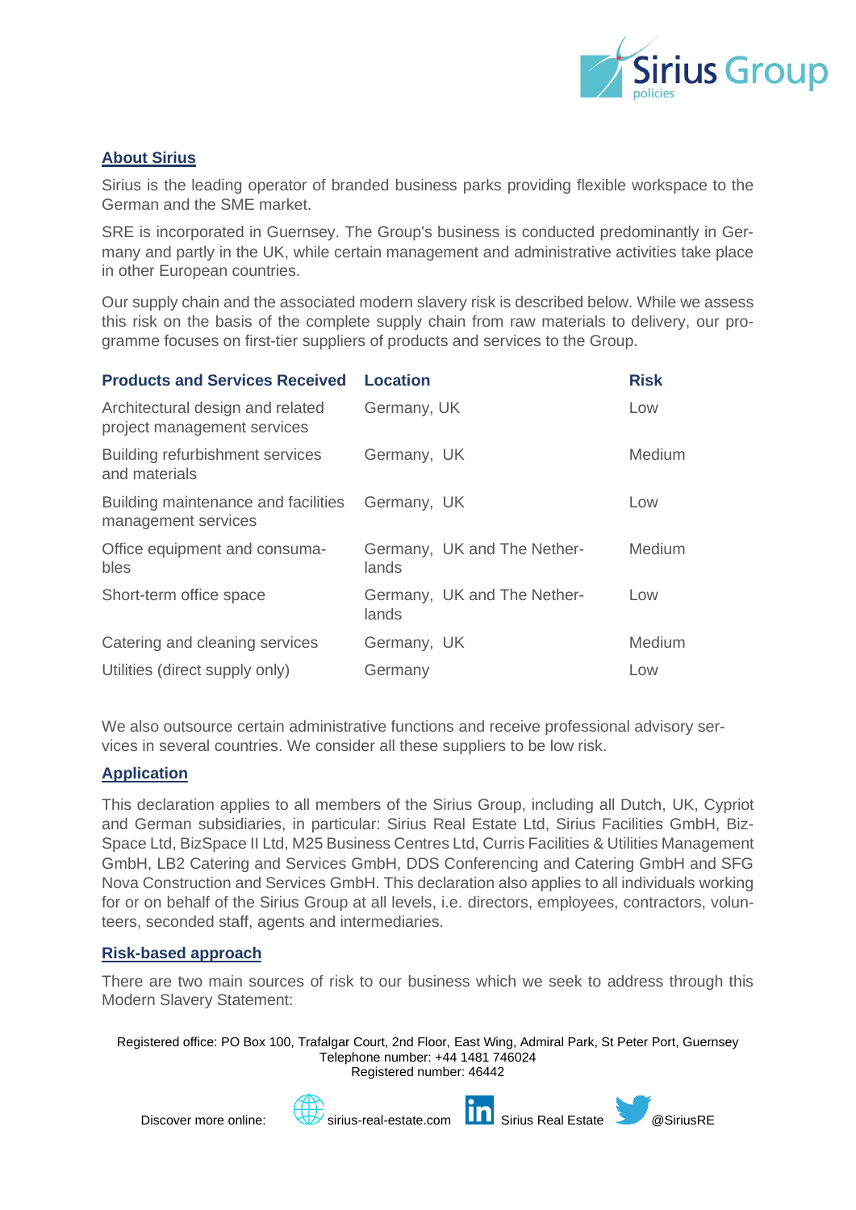## About Sirius

Sirius is the leading operator of branded business parks providing flexible workspace to the German and the SME market.

SRE is incorporated in Guernsey. The Group's business is conducted predominantly in Germany and partly in the UK, while certain management and administrative activities take place in other European countries.

Our supply chain and the associated modern slavery risk is described below. While we assess this risk on the basis of the complete supply chain from raw materials to delivery, our programme focuses on first-tier suppliers of products and services to the Group.

| Products and Services Received | Location | Risk |
|---|---|---|
| Architectural design and related project management services | Germany, UK | Low |
| Building refurbishment services and materials | Germany, UK | Medium |
| Building maintenance and facilities management services | Germany, UK | Low |
| Office equipment and consumables | Germany, UK and The Netherlands | Medium |
| Short-term office space | Germany, UK and The Netherlands | Low |
| Catering and cleaning services | Germany, UK | Medium |
| Utilities (direct supply only) | Germany | Low |

We also outsource certain administrative functions and receive professional advisory services in several countries. We consider all these suppliers to be low risk.

## Application

This declaration applies to all members of the Sirius Group, including all Dutch, UK, Cypriot and German subsidiaries, in particular: Sirius Real Estate Ltd, Sirius Facilities GmbH, BizSpace Ltd, BizSpace II Ltd, M25 Business Centres Ltd, Curris Facilities & Utilities Management GmbH, LB2 Catering and Services GmbH, DDS Conferencing and Catering GmbH and SFG Nova Construction and Services GmbH. This declaration also applies to all individuals working for or on behalf of the Sirius Group at all levels, i.e. directors, employees, contractors, volunteers, seconded staff, agents and intermediaries.

## Risk-based approach

There are two main sources of risk to our business which we seek to address through this Modern Slavery Statement: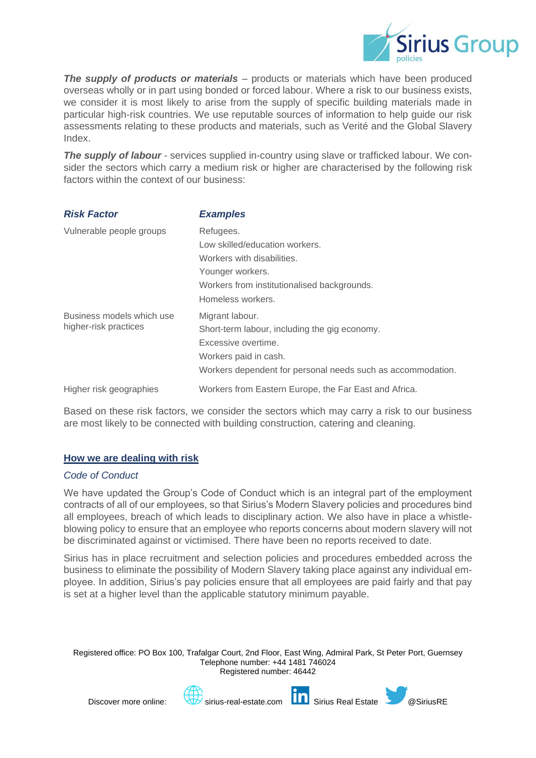***The supply of products or materials*** – products or materials which have been produced overseas wholly or in part using bonded or forced labour. Where a risk to our business exists, we consider it is most likely to arise from the supply of specific building materials made in particular high-risk countries. We use reputable sources of information to help guide our risk assessments relating to these products and materials, such as Verité and the Global Slavery Index.

***The supply of labour*** - services supplied in-country using slave or trafficked labour. We consider the sectors which carry a medium risk or higher are characterised by the following risk factors within the context of our business:

| ***Risk Factor*** | ***Examples*** |
|---|---|
| Vulnerable people groups | Refugees.<br>Low skilled/education workers.<br>Workers with disabilities.<br>Younger workers.<br>Workers from institutionalised backgrounds.<br>Homeless workers. |
| Business models which use higher-risk practices | Migrant labour.<br>Short-term labour, including the gig economy.<br>Excessive overtime.<br>Workers paid in cash.<br>Workers dependent for personal needs such as accommodation. |
| Higher risk geographies | Workers from Eastern Europe, the Far East and Africa. |

Based on these risk factors, we consider the sectors which may carry a risk to our business are most likely to be connected with building construction, catering and cleaning.

## How we are dealing with risk

*Code of Conduct*

We have updated the Group's Code of Conduct which is an integral part of the employment contracts of all of our employees, so that Sirius's Modern Slavery policies and procedures bind all employees, breach of which leads to disciplinary action. We also have in place a whistle-blowing policy to ensure that an employee who reports concerns about modern slavery will not be discriminated against or victimised. There have been no reports received to date.

Sirius has in place recruitment and selection policies and procedures embedded across the business to eliminate the possibility of Modern Slavery taking place against any individual employee. In addition, Sirius's pay policies ensure that all employees are paid fairly and that pay is set at a higher level than the applicable statutory minimum payable.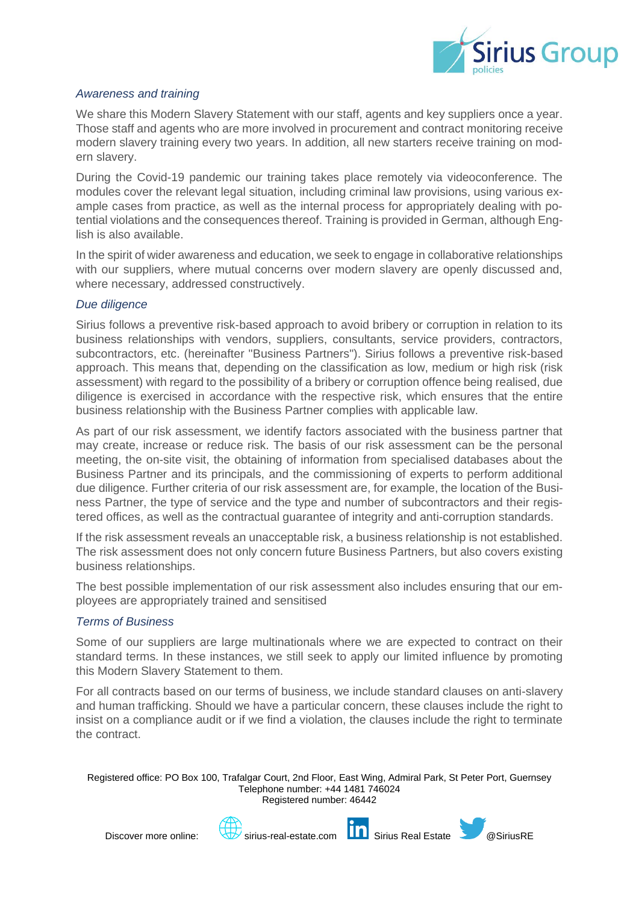### *Awareness and training*

We share this Modern Slavery Statement with our staff, agents and key suppliers once a year. Those staff and agents who are more involved in procurement and contract monitoring receive modern slavery training every two years. In addition, all new starters receive training on modern slavery.

During the Covid-19 pandemic our training takes place remotely via videoconference. The modules cover the relevant legal situation, including criminal law provisions, using various example cases from practice, as well as the internal process for appropriately dealing with potential violations and the consequences thereof. Training is provided in German, although English is also available.

In the spirit of wider awareness and education, we seek to engage in collaborative relationships with our suppliers, where mutual concerns over modern slavery are openly discussed and, where necessary, addressed constructively.

### *Due diligence*

Sirius follows a preventive risk-based approach to avoid bribery or corruption in relation to its business relationships with vendors, suppliers, consultants, service providers, contractors, subcontractors, etc. (hereinafter "Business Partners"). Sirius follows a preventive risk-based approach. This means that, depending on the classification as low, medium or high risk (risk assessment) with regard to the possibility of a bribery or corruption offence being realised, due diligence is exercised in accordance with the respective risk, which ensures that the entire business relationship with the Business Partner complies with applicable law.

As part of our risk assessment, we identify factors associated with the business partner that may create, increase or reduce risk. The basis of our risk assessment can be the personal meeting, the on-site visit, the obtaining of information from specialised databases about the Business Partner and its principals, and the commissioning of experts to perform additional due diligence. Further criteria of our risk assessment are, for example, the location of the Business Partner, the type of service and the type and number of subcontractors and their registered offices, as well as the contractual guarantee of integrity and anti-corruption standards.

If the risk assessment reveals an unacceptable risk, a business relationship is not established. The risk assessment does not only concern future Business Partners, but also covers existing business relationships.

The best possible implementation of our risk assessment also includes ensuring that our employees are appropriately trained and sensitised

### *Terms of Business*

Some of our suppliers are large multinationals where we are expected to contract on their standard terms. In these instances, we still seek to apply our limited influence by promoting this Modern Slavery Statement to them.

For all contracts based on our terms of business, we include standard clauses on anti-slavery and human trafficking. Should we have a particular concern, these clauses include the right to insist on a compliance audit or if we find a violation, the clauses include the right to terminate the contract.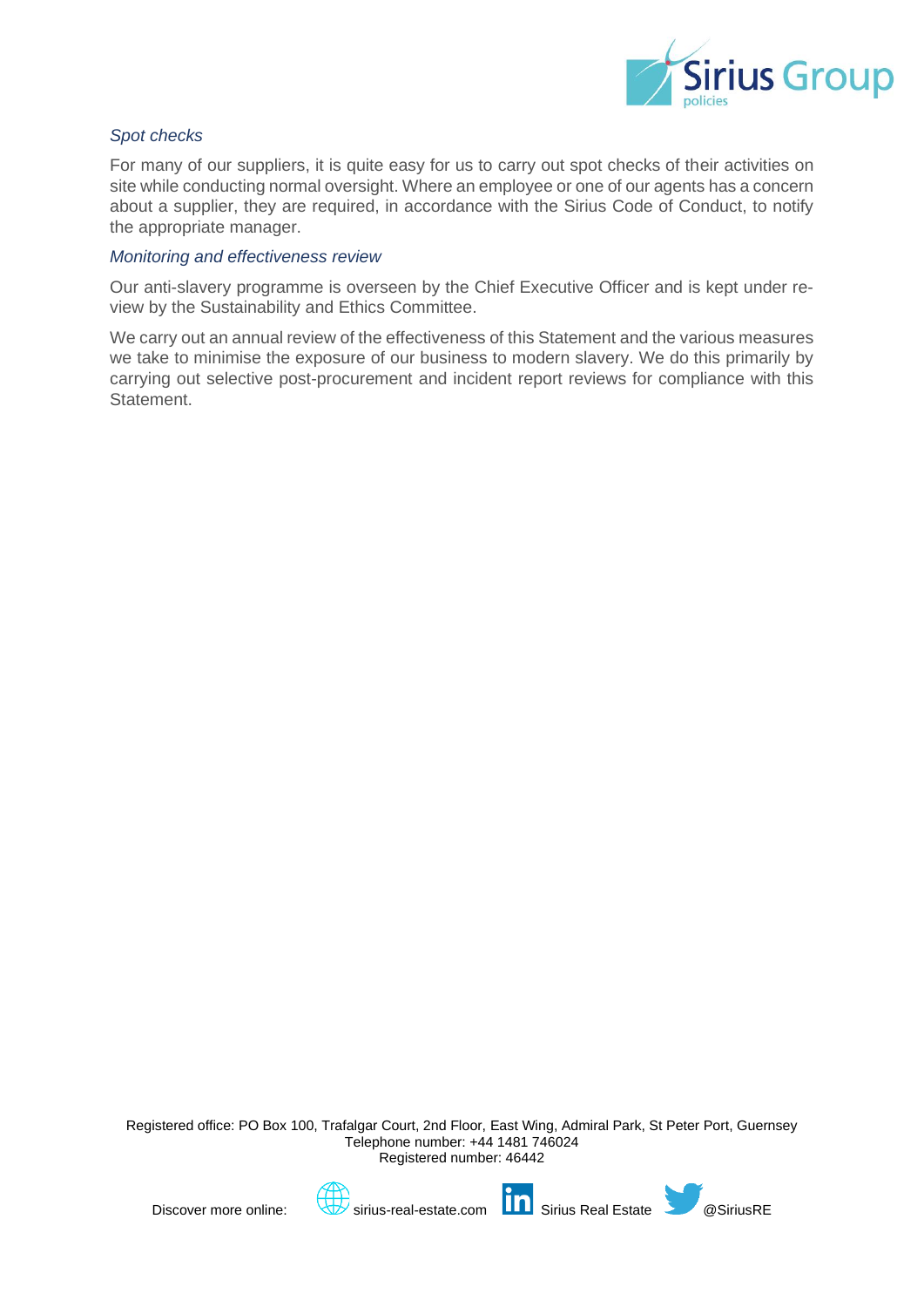*Spot checks*

For many of our suppliers, it is quite easy for us to carry out spot checks of their activities on site while conducting normal oversight. Where an employee or one of our agents has a concern about a supplier, they are required, in accordance with the Sirius Code of Conduct, to notify the appropriate manager.

*Monitoring and effectiveness review*

Our anti-slavery programme is overseen by the Chief Executive Officer and is kept under review by the Sustainability and Ethics Committee.

We carry out an annual review of the effectiveness of this Statement and the various measures we take to minimise the exposure of our business to modern slavery. We do this primarily by carrying out selective post-procurement and incident report reviews for compliance with this Statement.